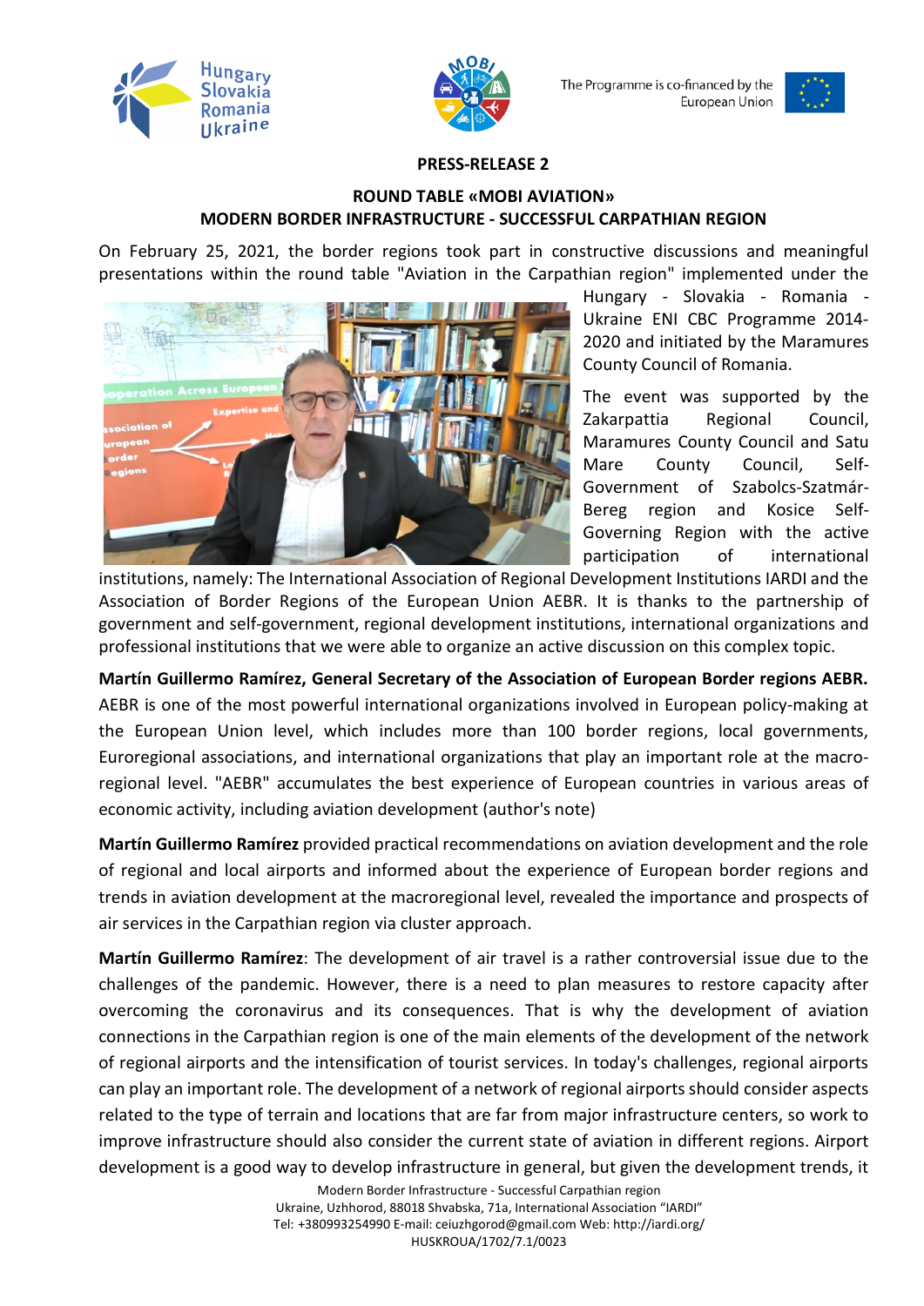**PRESS-RELEASE 2**

**ROUND TABLE «MOBI AVIATION»**
**MODERN BORDER INFRASTRUCTURE - SUCCESSFUL CARPATHIAN REGION**

On February 25, 2021, the border regions took part in constructive discussions and meaningful presentations within the round table "Aviation in the Carpathian region" implemented under the Hungary - Slovakia - Romania - Ukraine ENI CBC Programme 2014-2020 and initiated by the Maramures County Council of Romania.

The event was supported by the Zakarpattia Regional Council, Maramures County Council and Satu Mare County Council, Self-Government of Szabolcs-Szatmár-Bereg region and Kosice Self-Governing Region with the active participation of international institutions, namely: The International Association of Regional Development Institutions IARDI and the Association of Border Regions of the European Union AEBR. It is thanks to the partnership of government and self-government, regional development institutions, international organizations and professional institutions that we were able to organize an active discussion on this complex topic.

**Martín Guillermo Ramírez, General Secretary of the Association of European Border regions AEBR.** AEBR is one of the most powerful international organizations involved in European policy-making at the European Union level, which includes more than 100 border regions, local governments, Euroregional associations, and international organizations that play an important role at the macro-regional level. "AEBR" accumulates the best experience of European countries in various areas of economic activity, including aviation development (author's note)

**Martín Guillermo Ramírez** provided practical recommendations on aviation development and the role of regional and local airports and informed about the experience of European border regions and trends in aviation development at the macroregional level, revealed the importance and prospects of air services in the Carpathian region via cluster approach.

**Martín Guillermo Ramírez**: The development of air travel is a rather controversial issue due to the challenges of the pandemic. However, there is a need to plan measures to restore capacity after overcoming the coronavirus and its consequences. That is why the development of aviation connections in the Carpathian region is one of the main elements of the development of the network of regional airports and the intensification of tourist services. In today's challenges, regional airports can play an important role. The development of a network of regional airports should consider aspects related to the type of terrain and locations that are far from major infrastructure centers, so work to improve infrastructure should also consider the current state of aviation in different regions. Airport development is a good way to develop infrastructure in general, but given the development trends, it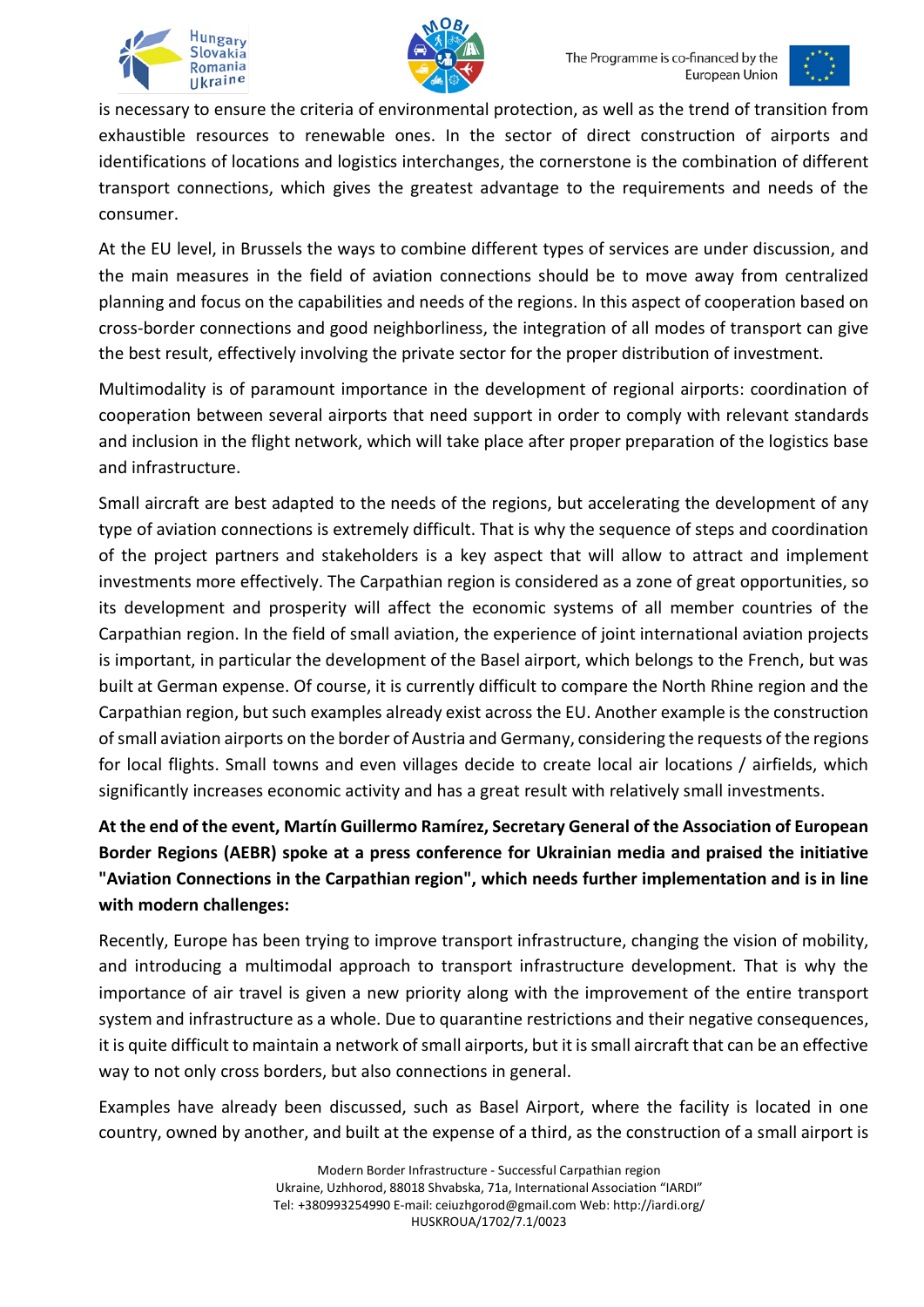is necessary to ensure the criteria of environmental protection, as well as the trend of transition from exhaustible resources to renewable ones. In the sector of direct construction of airports and identifications of locations and logistics interchanges, the cornerstone is the combination of different transport connections, which gives the greatest advantage to the requirements and needs of the consumer.

At the EU level, in Brussels the ways to combine different types of services are under discussion, and the main measures in the field of aviation connections should be to move away from centralized planning and focus on the capabilities and needs of the regions. In this aspect of cooperation based on cross-border connections and good neighborliness, the integration of all modes of transport can give the best result, effectively involving the private sector for the proper distribution of investment.

Multimodality is of paramount importance in the development of regional airports: coordination of cooperation between several airports that need support in order to comply with relevant standards and inclusion in the flight network, which will take place after proper preparation of the logistics base and infrastructure.

Small aircraft are best adapted to the needs of the regions, but accelerating the development of any type of aviation connections is extremely difficult. That is why the sequence of steps and coordination of the project partners and stakeholders is a key aspect that will allow to attract and implement investments more effectively. The Carpathian region is considered as a zone of great opportunities, so its development and prosperity will affect the economic systems of all member countries of the Carpathian region. In the field of small aviation, the experience of joint international aviation projects is important, in particular the development of the Basel airport, which belongs to the French, but was built at German expense. Of course, it is currently difficult to compare the North Rhine region and the Carpathian region, but such examples already exist across the EU. Another example is the construction of small aviation airports on the border of Austria and Germany, considering the requests of the regions for local flights. Small towns and even villages decide to create local air locations / airfields, which significantly increases economic activity and has a great result with relatively small investments.

**At the end of the event, Martín Guillermo Ramírez, Secretary General of the Association of European Border Regions (AEBR) spoke at a press conference for Ukrainian media and praised the initiative "Aviation Connections in the Carpathian region", which needs further implementation and is in line with modern challenges:**

Recently, Europe has been trying to improve transport infrastructure, changing the vision of mobility, and introducing a multimodal approach to transport infrastructure development. That is why the importance of air travel is given a new priority along with the improvement of the entire transport system and infrastructure as a whole. Due to quarantine restrictions and their negative consequences, it is quite difficult to maintain a network of small airports, but it is small aircraft that can be an effective way to not only cross borders, but also connections in general.

Examples have already been discussed, such as Basel Airport, where the facility is located in one country, owned by another, and built at the expense of a third, as the construction of a small airport is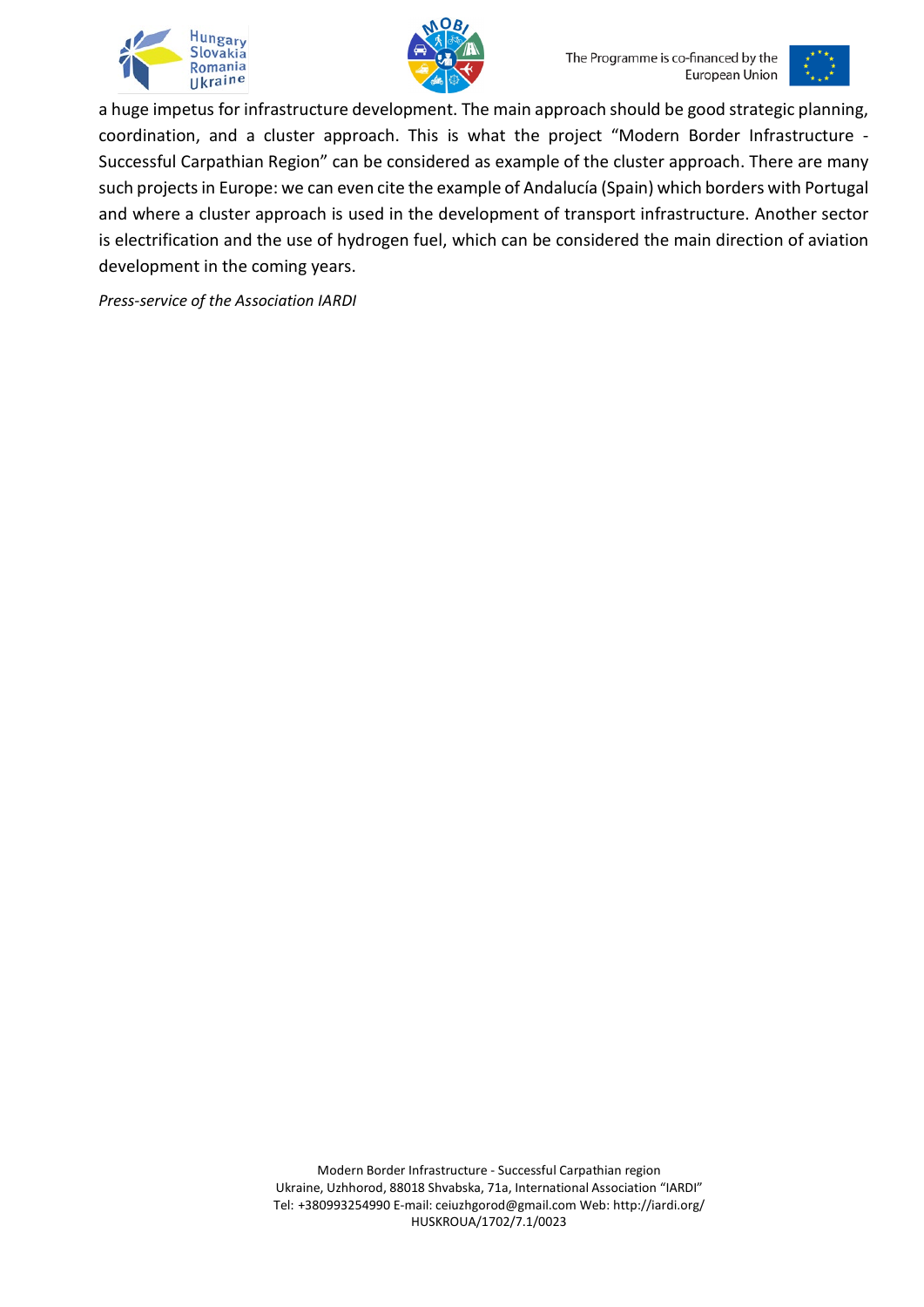a huge impetus for infrastructure development. The main approach should be good strategic planning, coordination, and a cluster approach. This is what the project "Modern Border Infrastructure - Successful Carpathian Region" can be considered as example of the cluster approach. There are many such projects in Europe: we can even cite the example of Andalucía (Spain) which borders with Portugal and where a cluster approach is used in the development of transport infrastructure. Another sector is electrification and the use of hydrogen fuel, which can be considered the main direction of aviation development in the coming years.

*Press-service of the Association IARDI*